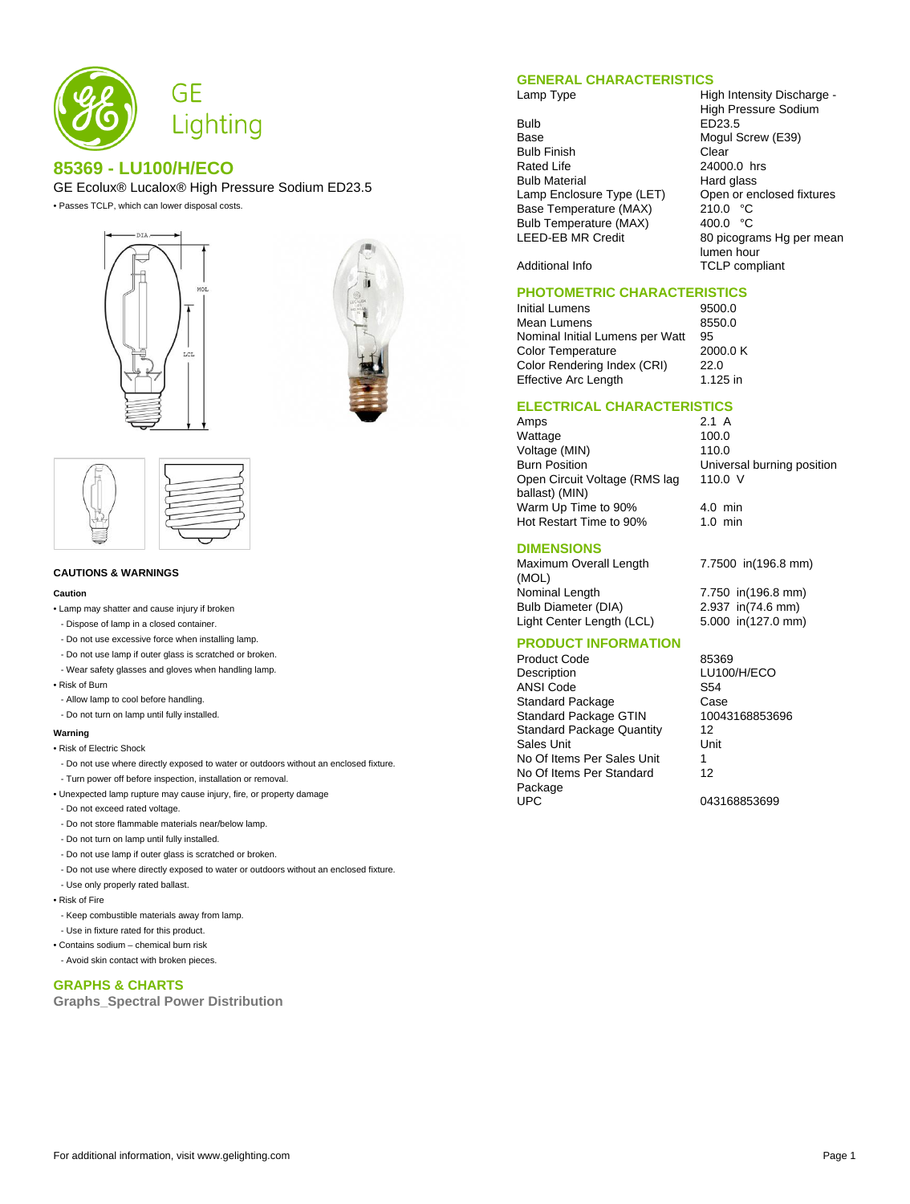# GE Lighting

## 85369 - LU100/H/ECO

GE Ecolux® Lucalox® High Pressure Sodium ED23.5

• Passes TCLP, which can lower disposal costs.

DIA
MOL
LCL

### CAUTIONS & WARNINGS

**Caution**

• Lamp may shatter and cause injury if broken
  - Dispose of lamp in a closed container.
  - Do not use excessive force when installing lamp.
  - Do not use lamp if outer glass is scratched or broken.
  - Wear safety glasses and gloves when handling lamp.

• Risk of Burn
  - Allow lamp to cool before handling.
  - Do not turn on lamp until fully installed.

**Warning**

• Risk of Electric Shock
  - Do not use where directly exposed to water or outdoors without an enclosed fixture.
  - Turn power off before inspection, installation or removal.

• Unexpected lamp rupture may cause injury, fire, or property damage
  - Do not exceed rated voltage.
  - Do not store flammable materials near/below lamp.
  - Do not turn on lamp until fully installed.
  - Do not use lamp if outer glass is scratched or broken.
  - Do not use where directly exposed to water or outdoors without an enclosed fixture.
  - Use only properly rated ballast.

• Risk of Fire
  - Keep combustible materials away from lamp.
  - Use in fixture rated for this product.

• Contains sodium – chemical burn risk
  - Avoid skin contact with broken pieces.

## GRAPHS & CHARTS

**Graphs_Spectral Power Distribution**

## GENERAL CHARACTERISTICS

| | |
|---|---|
| Lamp Type | High Intensity Discharge - High Pressure Sodium |
| Bulb | ED23.5 |
| Base | Mogul Screw (E39) |
| Bulb Finish | Clear |
| Rated Life | 24000.0 hrs |
| Bulb Material | Hard glass |
| Lamp Enclosure Type (LET) | Open or enclosed fixtures |
| Base Temperature (MAX) | 210.0 °C |
| Bulb Temperature (MAX) | 400.0 °C |
| LEED-EB MR Credit | 80 picograms Hg per mean lumen hour |
| Additional Info | TCLP compliant |

## PHOTOMETRIC CHARACTERISTICS

| | |
|---|---|
| Initial Lumens | 9500.0 |
| Mean Lumens | 8550.0 |
| Nominal Initial Lumens per Watt | 95 |
| Color Temperature | 2000.0 K |
| Color Rendering Index (CRI) | 22.0 |
| Effective Arc Length | 1.125 in |

## ELECTRICAL CHARACTERISTICS

| | |
|---|---|
| Amps | 2.1 A |
| Wattage | 100.0 |
| Voltage (MIN) | 110.0 |
| Burn Position | Universal burning position |
| Open Circuit Voltage (RMS lag ballast) (MIN) | 110.0 V |
| Warm Up Time to 90% | 4.0 min |
| Hot Restart Time to 90% | 1.0 min |

## DIMENSIONS

| | |
|---|---|
| Maximum Overall Length (MOL) | 7.7500 in(196.8 mm) |
| Nominal Length | 7.750 in(196.8 mm) |
| Bulb Diameter (DIA) | 2.937 in(74.6 mm) |
| Light Center Length (LCL) | 5.000 in(127.0 mm) |

## PRODUCT INFORMATION

| | |
|---|---|
| Product Code | 85369 |
| Description | LU100/H/ECO |
| ANSI Code | S54 |
| Standard Package | Case |
| Standard Package GTIN | 10043168853696 |
| Standard Package Quantity | 12 |
| Sales Unit | Unit |
| No Of Items Per Sales Unit | 1 |
| No Of Items Per Standard Package | 12 |
| UPC | 043168853699 |

For additional information, visit www.gelighting.com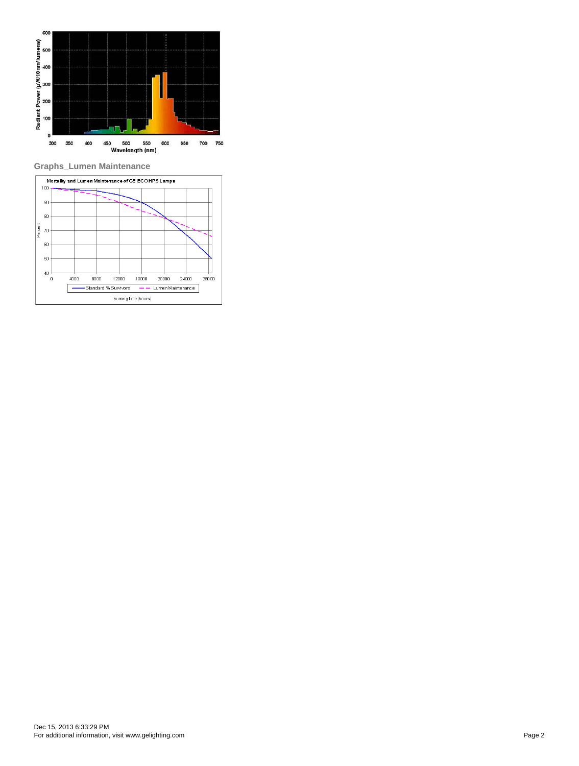800
600
400
300
200
100
0
300 350 400 450 500 550 600 650 700 750
Wavelength (nm)
Radiant Power (µW/10nm/lumens)

**Graphs_Lumen Maintenance**

Mortality and Lumen Maintenance of GE ECO HPS Lamps

Percent

100
90
80
70
60
50
40

0 4000 8000 12000 16000 20000 24000 28000

Standard % Survivors
Lumen Maintenance

burning time (hours)

Dec 15, 2013 6:33:29 PM
For additional information, visit www.gelighting.com